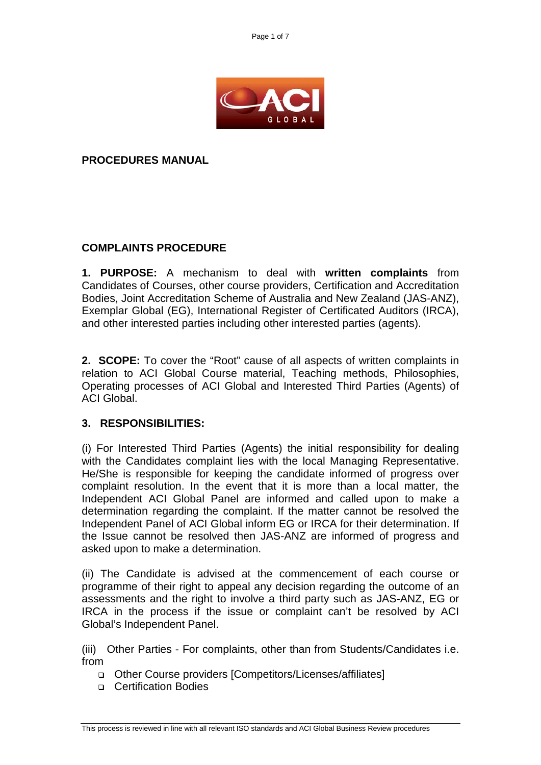**PROCEDURES MANUAL**

## COMPLAINTS PROCEDURE

**1. PURPOSE:** A mechanism to deal with **written complaints** from Candidates of Courses, other course providers, Certification and Accreditation Bodies, Joint Accreditation Scheme of Australia and New Zealand (JAS-ANZ), Exemplar Global (EG), International Register of Certificated Auditors (IRCA), and other interested parties including other interested parties (agents).

**2. SCOPE:** To cover the "Root" cause of all aspects of written complaints in relation to ACI Global Course material, Teaching methods, Philosophies, Operating processes of ACI Global and Interested Third Parties (Agents) of ACI Global.

**3. RESPONSIBILITIES:**

(i) For Interested Third Parties (Agents) the initial responsibility for dealing with the Candidates complaint lies with the local Managing Representative. He/She is responsible for keeping the candidate informed of progress over complaint resolution. In the event that it is more than a local matter, the Independent ACI Global Panel are informed and called upon to make a determination regarding the complaint. If the matter cannot be resolved the Independent Panel of ACI Global inform EG or IRCA for their determination. If the Issue cannot be resolved then JAS-ANZ are informed of progress and asked upon to make a determination.

(ii) The Candidate is advised at the commencement of each course or programme of their right to appeal any decision regarding the outcome of an assessments and the right to involve a third party such as JAS-ANZ, EG or IRCA in the process if the issue or complaint can't be resolved by ACI Global's Independent Panel.

(iii) Other Parties - For complaints, other than from Students/Candidates i.e. from

- Other Course providers [Competitors/Licenses/affiliates]
- Certification Bodies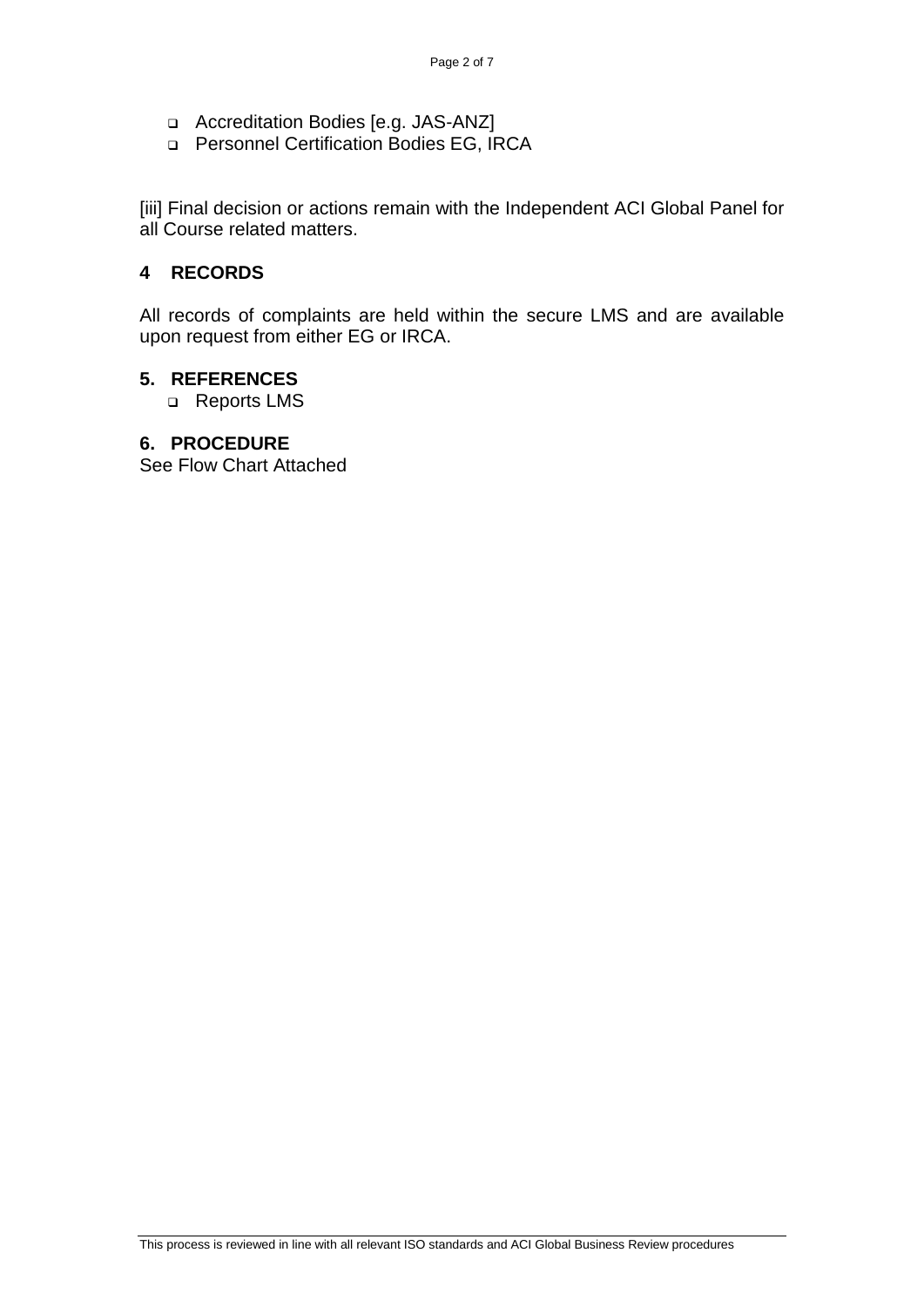- Accreditation Bodies [e.g. JAS-ANZ]
- Personnel Certification Bodies EG, IRCA

[iii] Final decision or actions remain with the Independent ACI Global Panel for all Course related matters.

## 4 RECORDS

All records of complaints are held within the secure LMS and are available upon request from either EG or IRCA.

## 5. REFERENCES

- Reports LMS

## 6. PROCEDURE

See Flow Chart Attached

This process is reviewed in line with all relevant ISO standards and ACI Global Business Review procedures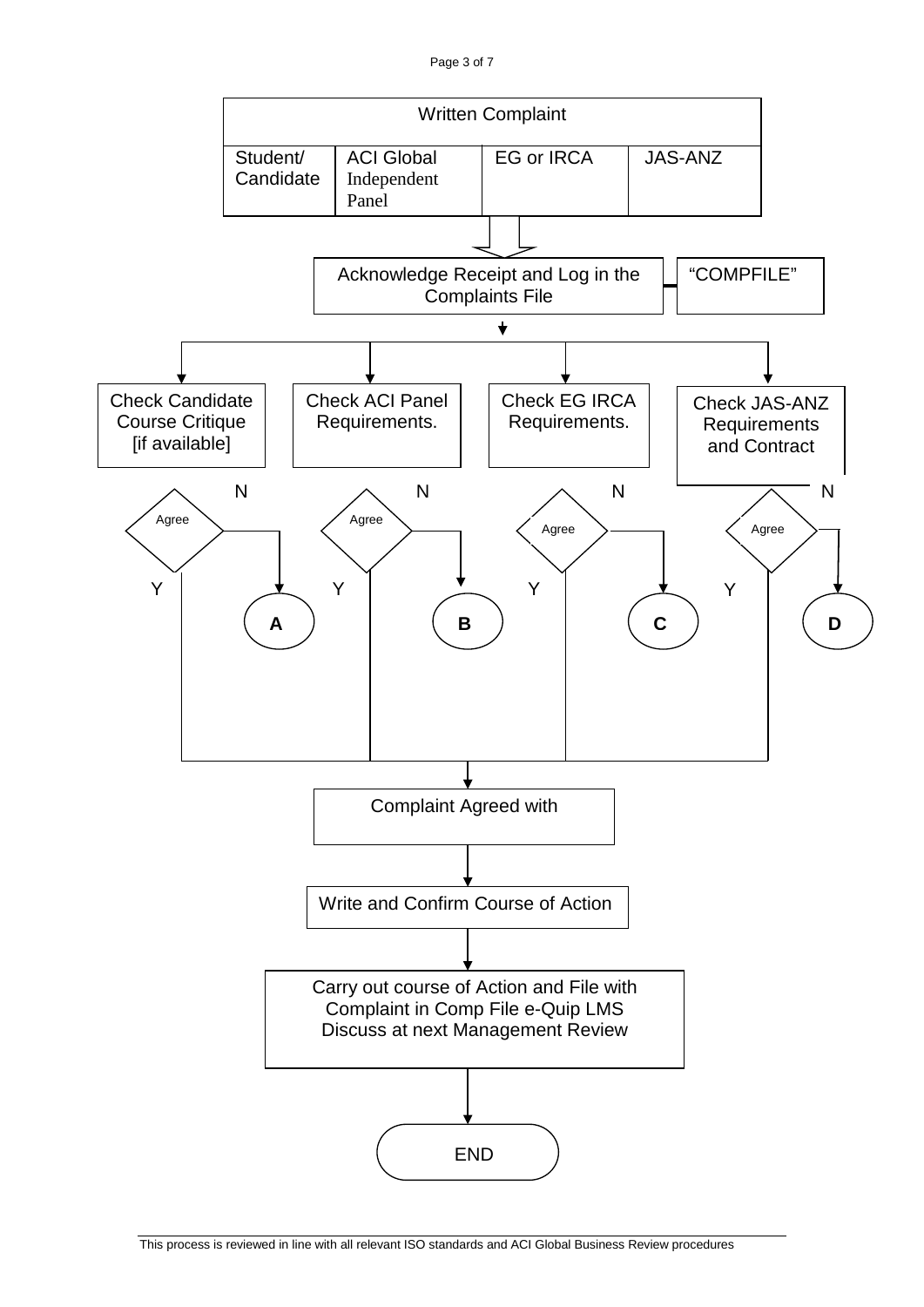| Written Complaint | | | |
|---|---|---|---|
| Student/ Candidate | ACI Global Independent Panel | EG or IRCA | JAS-ANZ |

Acknowledge Receipt and Log in the Complaints File

"COMPFILE"

Check Candidate Course Critique [if available]

Check ACI Panel Requirements.

Check EG IRCA Requirements.

Check JAS-ANZ Requirements and Contract

Agree — N → **A**; Y ↓

Agree — N → **B**; Y ↓

Agree — N → **C**; Y ↓

Agree — N → **D**; Y ↓

Complaint Agreed with

Write and Confirm Course of Action

Carry out course of Action and File with Complaint in Comp File e-Quip LMS
Discuss at next Management Review

END

This process is reviewed in line with all relevant ISO standards and ACI Global Business Review procedures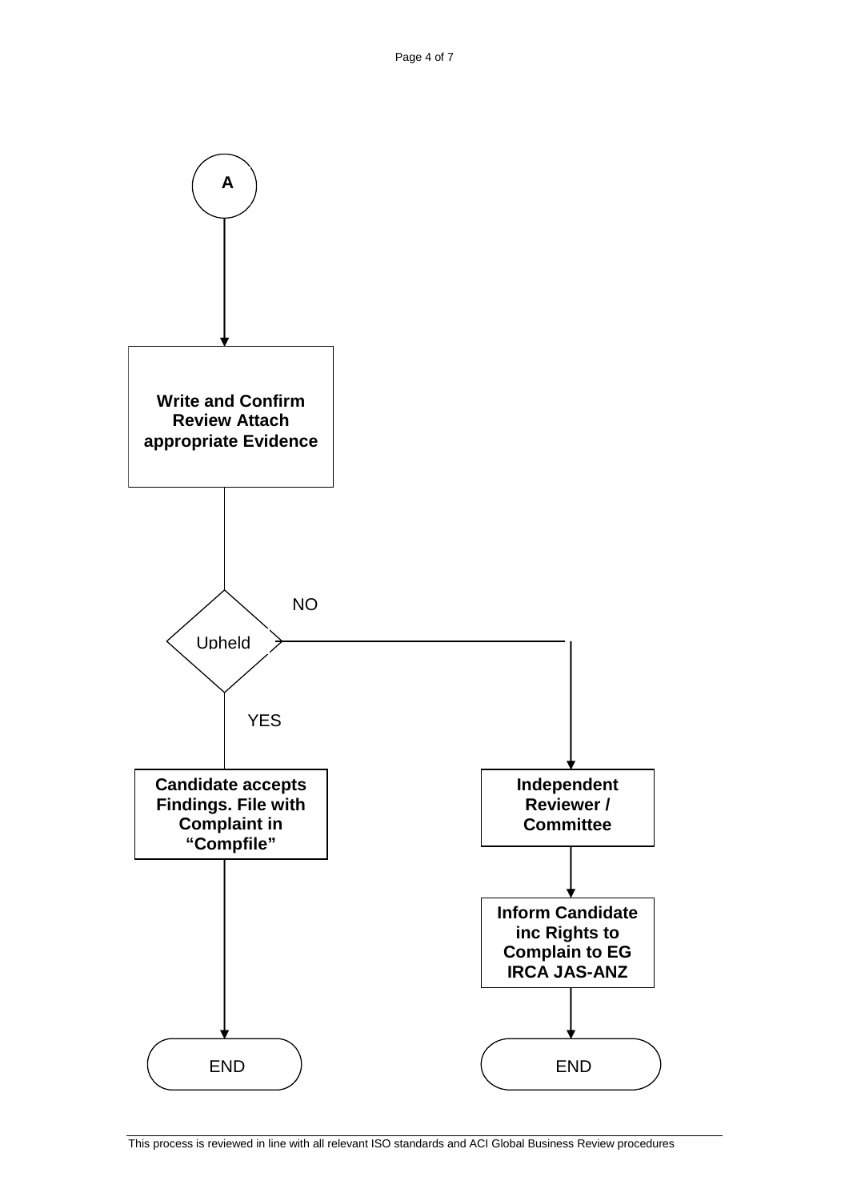A

**Write and Confirm Review Attach appropriate Evidence**

Upheld

NO

YES

**Candidate accepts Findings. File with Complaint in "Compfile"**

END

**Independent Reviewer / Committee**

**Inform Candidate inc Rights to Complain to EG IRCA JAS-ANZ**

END

This process is reviewed in line with all relevant ISO standards and ACI Global Business Review procedures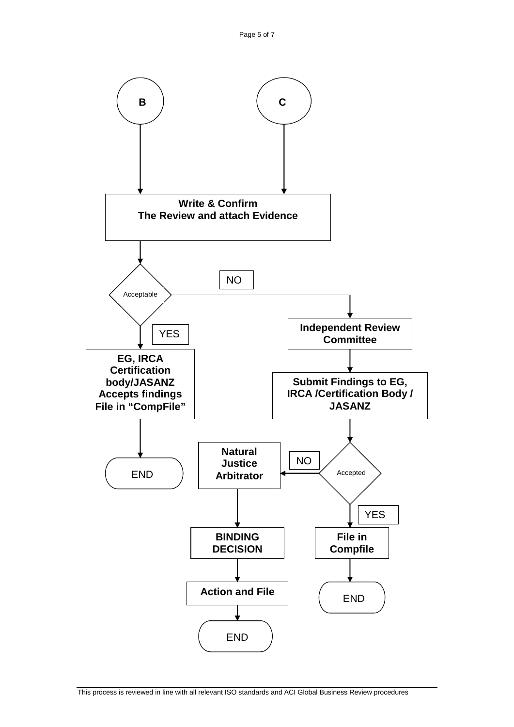B

C

**Write & Confirm**
**The Review and attach Evidence**

Acceptable

NO

YES

**EG, IRCA Certification body/JASANZ Accepts findings File in "CompFile"**

END

**Independent Review Committee**

**Submit Findings to EG, IRCA /Certification Body / JASANZ**

Accepted

NO

**Natural Justice Arbitrator**

**BINDING DECISION**

**Action and File**

END

YES

**File in Compfile**

END

This process is reviewed in line with all relevant ISO standards and ACI Global Business Review procedures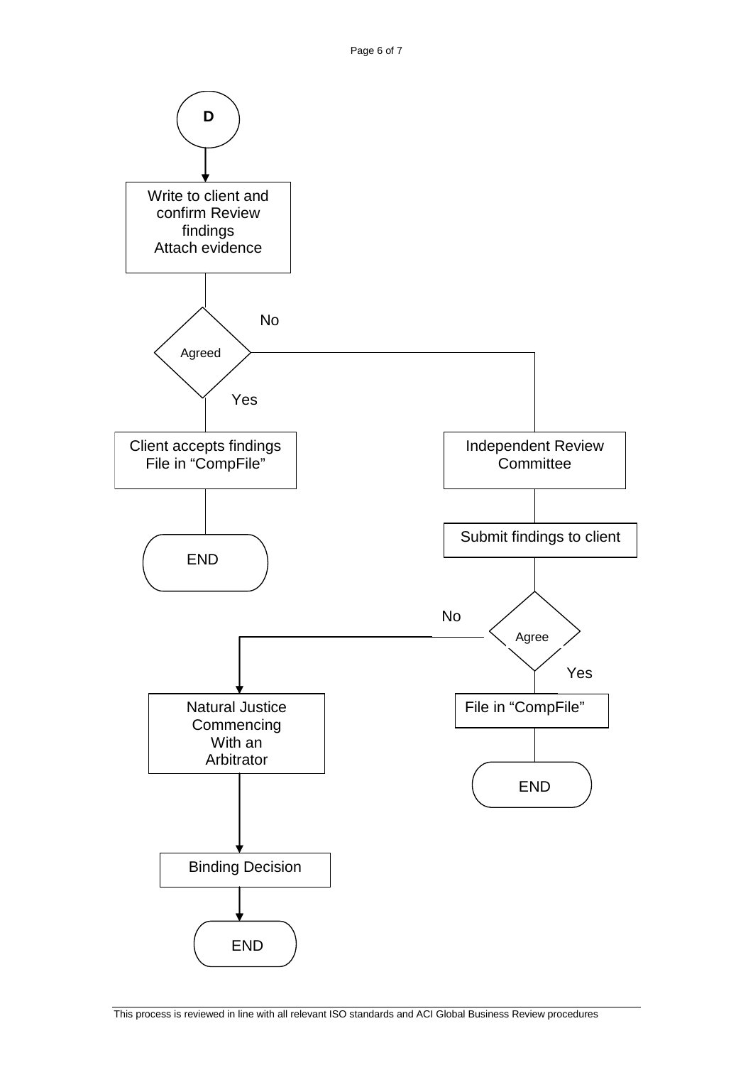D

Write to client and confirm Review findings
Attach evidence

Agreed

No

Yes

Client accepts findings
File in "CompFile"

END

Independent Review Committee

Submit findings to client

Agree

No

Yes

Natural Justice Commencing With an Arbitrator

File in "CompFile"

END

Binding Decision

END

This process is reviewed in line with all relevant ISO standards and ACI Global Business Review procedures